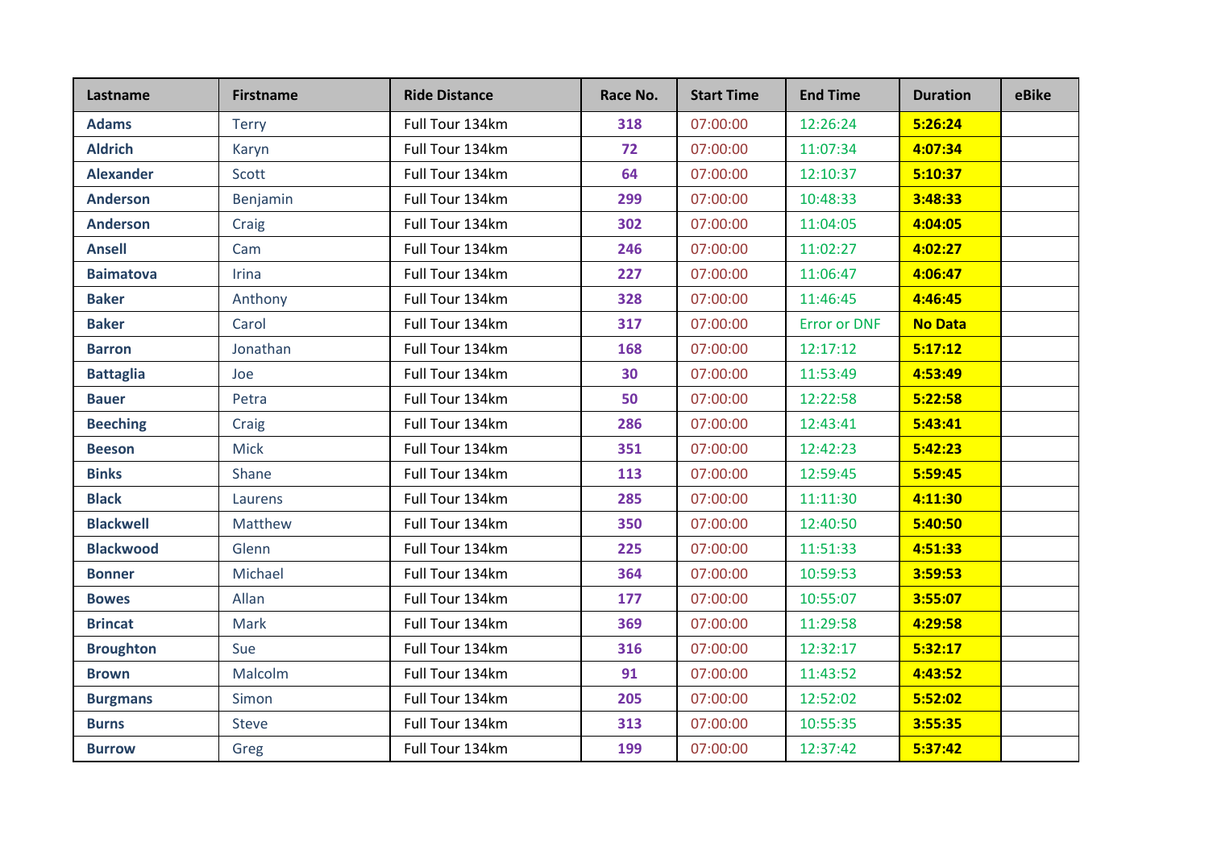| Lastname | Firstname | Ride Distance | Race No. | Start Time | End Time | Duration | eBike |
|---|---|---|---|---|---|---|---|
| **Adams** | Terry | Full Tour 134km | **318** | 07:00:00 | 12:26:24 | **5:26:24** | |
| **Aldrich** | Karyn | Full Tour 134km | **72** | 07:00:00 | 11:07:34 | **4:07:34** | |
| **Alexander** | Scott | Full Tour 134km | **64** | 07:00:00 | 12:10:37 | **5:10:37** | |
| **Anderson** | Benjamin | Full Tour 134km | **299** | 07:00:00 | 10:48:33 | **3:48:33** | |
| **Anderson** | Craig | Full Tour 134km | **302** | 07:00:00 | 11:04:05 | **4:04:05** | |
| **Ansell** | Cam | Full Tour 134km | **246** | 07:00:00 | 11:02:27 | **4:02:27** | |
| **Baimatova** | Irina | Full Tour 134km | **227** | 07:00:00 | 11:06:47 | **4:06:47** | |
| **Baker** | Anthony | Full Tour 134km | **328** | 07:00:00 | 11:46:45 | **4:46:45** | |
| **Baker** | Carol | Full Tour 134km | **317** | 07:00:00 | Error or DNF | **No Data** | |
| **Barron** | Jonathan | Full Tour 134km | **168** | 07:00:00 | 12:17:12 | **5:17:12** | |
| **Battaglia** | Joe | Full Tour 134km | **30** | 07:00:00 | 11:53:49 | **4:53:49** | |
| **Bauer** | Petra | Full Tour 134km | **50** | 07:00:00 | 12:22:58 | **5:22:58** | |
| **Beeching** | Craig | Full Tour 134km | **286** | 07:00:00 | 12:43:41 | **5:43:41** | |
| **Beeson** | Mick | Full Tour 134km | **351** | 07:00:00 | 12:42:23 | **5:42:23** | |
| **Binks** | Shane | Full Tour 134km | **113** | 07:00:00 | 12:59:45 | **5:59:45** | |
| **Black** | Laurens | Full Tour 134km | **285** | 07:00:00 | 11:11:30 | **4:11:30** | |
| **Blackwell** | Matthew | Full Tour 134km | **350** | 07:00:00 | 12:40:50 | **5:40:50** | |
| **Blackwood** | Glenn | Full Tour 134km | **225** | 07:00:00 | 11:51:33 | **4:51:33** | |
| **Bonner** | Michael | Full Tour 134km | **364** | 07:00:00 | 10:59:53 | **3:59:53** | |
| **Bowes** | Allan | Full Tour 134km | **177** | 07:00:00 | 10:55:07 | **3:55:07** | |
| **Brincat** | Mark | Full Tour 134km | **369** | 07:00:00 | 11:29:58 | **4:29:58** | |
| **Broughton** | Sue | Full Tour 134km | **316** | 07:00:00 | 12:32:17 | **5:32:17** | |
| **Brown** | Malcolm | Full Tour 134km | **91** | 07:00:00 | 11:43:52 | **4:43:52** | |
| **Burgmans** | Simon | Full Tour 134km | **205** | 07:00:00 | 12:52:02 | **5:52:02** | |
| **Burns** | Steve | Full Tour 134km | **313** | 07:00:00 | 10:55:35 | **3:55:35** | |
| **Burrow** | Greg | Full Tour 134km | **199** | 07:00:00 | 12:37:42 | **5:37:42** | |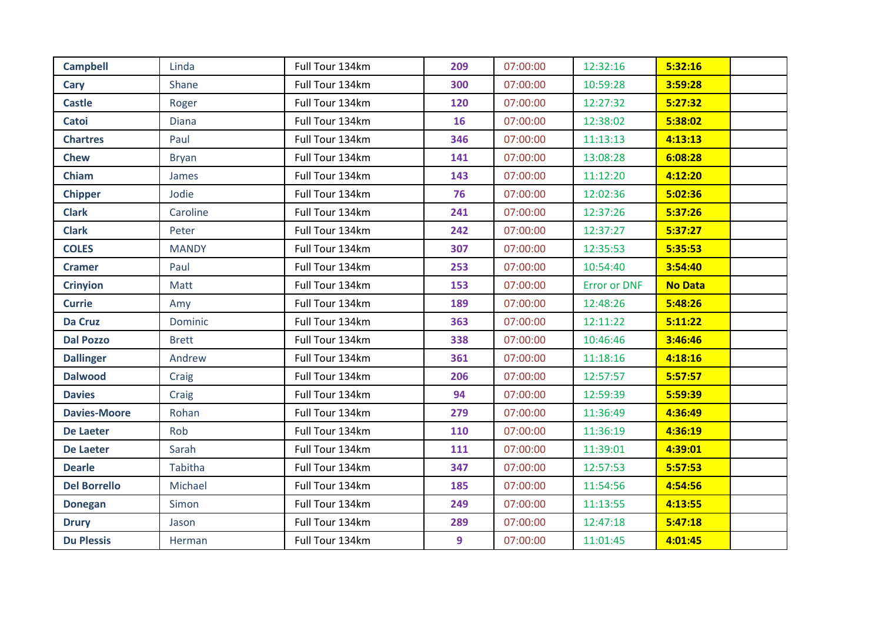| | | | | | | | |
|---|---|---|---|---|---|---|---|
| **Campbell** | Linda | Full Tour 134km | **209** | 07:00:00 | 12:32:16 | **5:32:16** | |
| **Cary** | Shane | Full Tour 134km | **300** | 07:00:00 | 10:59:28 | **3:59:28** | |
| **Castle** | Roger | Full Tour 134km | **120** | 07:00:00 | 12:27:32 | **5:27:32** | |
| **Catoi** | Diana | Full Tour 134km | **16** | 07:00:00 | 12:38:02 | **5:38:02** | |
| **Chartres** | Paul | Full Tour 134km | **346** | 07:00:00 | 11:13:13 | **4:13:13** | |
| **Chew** | Bryan | Full Tour 134km | **141** | 07:00:00 | 13:08:28 | **6:08:28** | |
| **Chiam** | James | Full Tour 134km | **143** | 07:00:00 | 11:12:20 | **4:12:20** | |
| **Chipper** | Jodie | Full Tour 134km | **76** | 07:00:00 | 12:02:36 | **5:02:36** | |
| **Clark** | Caroline | Full Tour 134km | **241** | 07:00:00 | 12:37:26 | **5:37:26** | |
| **Clark** | Peter | Full Tour 134km | **242** | 07:00:00 | 12:37:27 | **5:37:27** | |
| **COLES** | MANDY | Full Tour 134km | **307** | 07:00:00 | 12:35:53 | **5:35:53** | |
| **Cramer** | Paul | Full Tour 134km | **253** | 07:00:00 | 10:54:40 | **3:54:40** | |
| **Crinyion** | Matt | Full Tour 134km | **153** | 07:00:00 | Error or DNF | **No Data** | |
| **Currie** | Amy | Full Tour 134km | **189** | 07:00:00 | 12:48:26 | **5:48:26** | |
| **Da Cruz** | Dominic | Full Tour 134km | **363** | 07:00:00 | 12:11:22 | **5:11:22** | |
| **Dal Pozzo** | Brett | Full Tour 134km | **338** | 07:00:00 | 10:46:46 | **3:46:46** | |
| **Dallinger** | Andrew | Full Tour 134km | **361** | 07:00:00 | 11:18:16 | **4:18:16** | |
| **Dalwood** | Craig | Full Tour 134km | **206** | 07:00:00 | 12:57:57 | **5:57:57** | |
| **Davies** | Craig | Full Tour 134km | **94** | 07:00:00 | 12:59:39 | **5:59:39** | |
| **Davies-Moore** | Rohan | Full Tour 134km | **279** | 07:00:00 | 11:36:49 | **4:36:49** | |
| **De Laeter** | Rob | Full Tour 134km | **110** | 07:00:00 | 11:36:19 | **4:36:19** | |
| **De Laeter** | Sarah | Full Tour 134km | **111** | 07:00:00 | 11:39:01 | **4:39:01** | |
| **Dearle** | Tabitha | Full Tour 134km | **347** | 07:00:00 | 12:57:53 | **5:57:53** | |
| **Del Borrello** | Michael | Full Tour 134km | **185** | 07:00:00 | 11:54:56 | **4:54:56** | |
| **Donegan** | Simon | Full Tour 134km | **249** | 07:00:00 | 11:13:55 | **4:13:55** | |
| **Drury** | Jason | Full Tour 134km | **289** | 07:00:00 | 12:47:18 | **5:47:18** | |
| **Du Plessis** | Herman | Full Tour 134km | **9** | 07:00:00 | 11:01:45 | **4:01:45** | |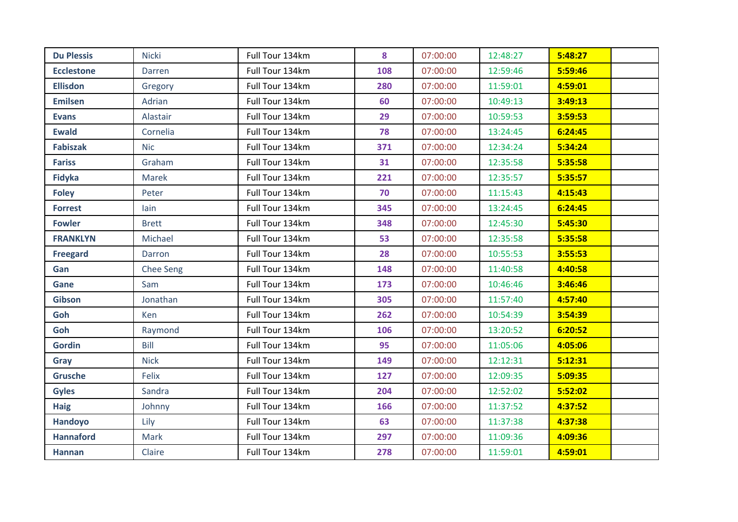| | | | | | | | |
|---|---|---|---|---|---|---|---|
| **Du Plessis** | Nicki | Full Tour 134km | **8** | 07:00:00 | 12:48:27 | **5:48:27** | |
| **Ecclestone** | Darren | Full Tour 134km | **108** | 07:00:00 | 12:59:46 | **5:59:46** | |
| **Ellisdon** | Gregory | Full Tour 134km | **280** | 07:00:00 | 11:59:01 | **4:59:01** | |
| **Emilsen** | Adrian | Full Tour 134km | **60** | 07:00:00 | 10:49:13 | **3:49:13** | |
| **Evans** | Alastair | Full Tour 134km | **29** | 07:00:00 | 10:59:53 | **3:59:53** | |
| **Ewald** | Cornelia | Full Tour 134km | **78** | 07:00:00 | 13:24:45 | **6:24:45** | |
| **Fabiszak** | Nic | Full Tour 134km | **371** | 07:00:00 | 12:34:24 | **5:34:24** | |
| **Fariss** | Graham | Full Tour 134km | **31** | 07:00:00 | 12:35:58 | **5:35:58** | |
| **Fidyka** | Marek | Full Tour 134km | **221** | 07:00:00 | 12:35:57 | **5:35:57** | |
| **Foley** | Peter | Full Tour 134km | **70** | 07:00:00 | 11:15:43 | **4:15:43** | |
| **Forrest** | Iain | Full Tour 134km | **345** | 07:00:00 | 13:24:45 | **6:24:45** | |
| **Fowler** | Brett | Full Tour 134km | **348** | 07:00:00 | 12:45:30 | **5:45:30** | |
| **FRANKLYN** | Michael | Full Tour 134km | **53** | 07:00:00 | 12:35:58 | **5:35:58** | |
| **Freegard** | Darron | Full Tour 134km | **28** | 07:00:00 | 10:55:53 | **3:55:53** | |
| **Gan** | Chee Seng | Full Tour 134km | **148** | 07:00:00 | 11:40:58 | **4:40:58** | |
| **Gane** | Sam | Full Tour 134km | **173** | 07:00:00 | 10:46:46 | **3:46:46** | |
| **Gibson** | Jonathan | Full Tour 134km | **305** | 07:00:00 | 11:57:40 | **4:57:40** | |
| **Goh** | Ken | Full Tour 134km | **262** | 07:00:00 | 10:54:39 | **3:54:39** | |
| **Goh** | Raymond | Full Tour 134km | **106** | 07:00:00 | 13:20:52 | **6:20:52** | |
| **Gordin** | Bill | Full Tour 134km | **95** | 07:00:00 | 11:05:06 | **4:05:06** | |
| **Gray** | Nick | Full Tour 134km | **149** | 07:00:00 | 12:12:31 | **5:12:31** | |
| **Grusche** | Felix | Full Tour 134km | **127** | 07:00:00 | 12:09:35 | **5:09:35** | |
| **Gyles** | Sandra | Full Tour 134km | **204** | 07:00:00 | 12:52:02 | **5:52:02** | |
| **Haig** | Johnny | Full Tour 134km | **166** | 07:00:00 | 11:37:52 | **4:37:52** | |
| **Handoyo** | Lily | Full Tour 134km | **63** | 07:00:00 | 11:37:38 | **4:37:38** | |
| **Hannaford** | Mark | Full Tour 134km | **297** | 07:00:00 | 11:09:36 | **4:09:36** | |
| **Hannan** | Claire | Full Tour 134km | **278** | 07:00:00 | 11:59:01 | **4:59:01** | |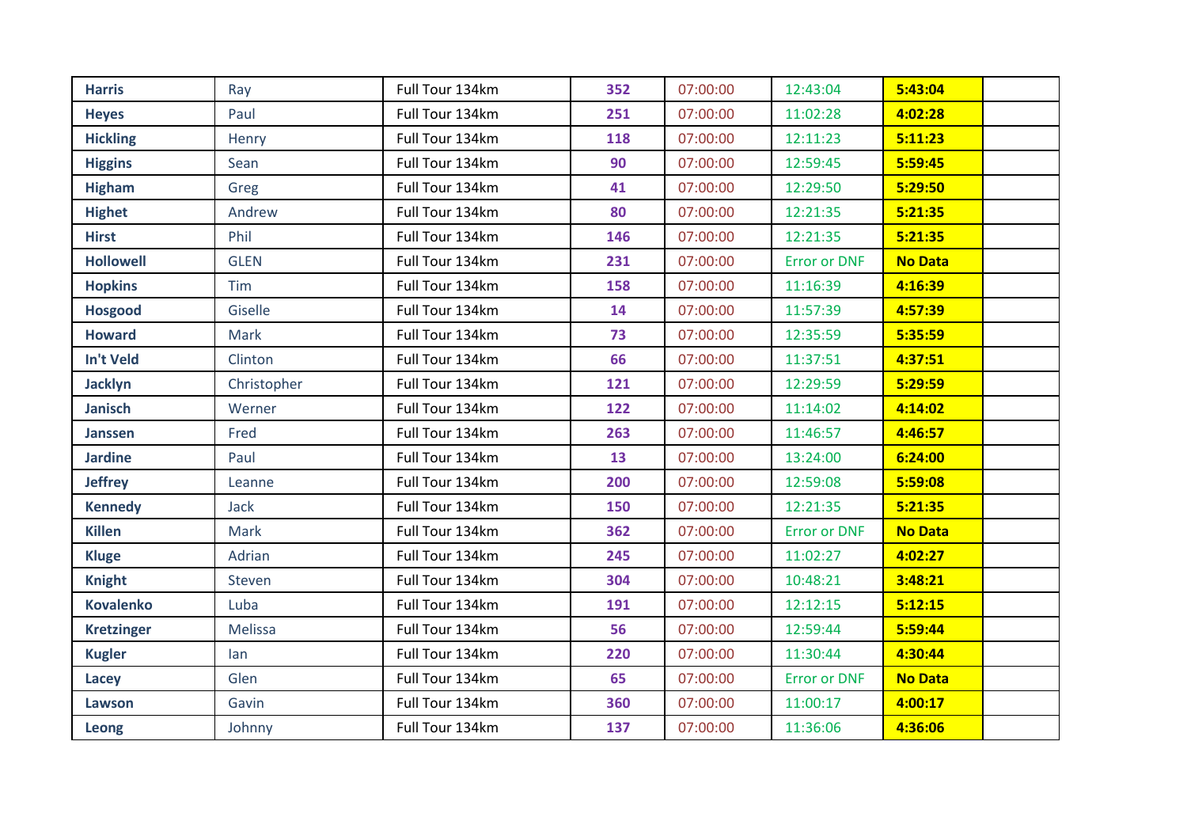| | | | | | | | |
|---|---|---|---|---|---|---|---|
| **Harris** | Ray | Full Tour 134km | **352** | 07:00:00 | 12:43:04 | **5:43:04** | |
| **Heyes** | Paul | Full Tour 134km | **251** | 07:00:00 | 11:02:28 | **4:02:28** | |
| **Hickling** | Henry | Full Tour 134km | **118** | 07:00:00 | 12:11:23 | **5:11:23** | |
| **Higgins** | Sean | Full Tour 134km | **90** | 07:00:00 | 12:59:45 | **5:59:45** | |
| **Higham** | Greg | Full Tour 134km | **41** | 07:00:00 | 12:29:50 | **5:29:50** | |
| **Highet** | Andrew | Full Tour 134km | **80** | 07:00:00 | 12:21:35 | **5:21:35** | |
| **Hirst** | Phil | Full Tour 134km | **146** | 07:00:00 | 12:21:35 | **5:21:35** | |
| **Hollowell** | GLEN | Full Tour 134km | **231** | 07:00:00 | Error or DNF | **No Data** | |
| **Hopkins** | Tim | Full Tour 134km | **158** | 07:00:00 | 11:16:39 | **4:16:39** | |
| **Hosgood** | Giselle | Full Tour 134km | **14** | 07:00:00 | 11:57:39 | **4:57:39** | |
| **Howard** | Mark | Full Tour 134km | **73** | 07:00:00 | 12:35:59 | **5:35:59** | |
| **In't Veld** | Clinton | Full Tour 134km | **66** | 07:00:00 | 11:37:51 | **4:37:51** | |
| **Jacklyn** | Christopher | Full Tour 134km | **121** | 07:00:00 | 12:29:59 | **5:29:59** | |
| **Janisch** | Werner | Full Tour 134km | **122** | 07:00:00 | 11:14:02 | **4:14:02** | |
| **Janssen** | Fred | Full Tour 134km | **263** | 07:00:00 | 11:46:57 | **4:46:57** | |
| **Jardine** | Paul | Full Tour 134km | **13** | 07:00:00 | 13:24:00 | **6:24:00** | |
| **Jeffrey** | Leanne | Full Tour 134km | **200** | 07:00:00 | 12:59:08 | **5:59:08** | |
| **Kennedy** | Jack | Full Tour 134km | **150** | 07:00:00 | 12:21:35 | **5:21:35** | |
| **Killen** | Mark | Full Tour 134km | **362** | 07:00:00 | Error or DNF | **No Data** | |
| **Kluge** | Adrian | Full Tour 134km | **245** | 07:00:00 | 11:02:27 | **4:02:27** | |
| **Knight** | Steven | Full Tour 134km | **304** | 07:00:00 | 10:48:21 | **3:48:21** | |
| **Kovalenko** | Luba | Full Tour 134km | **191** | 07:00:00 | 12:12:15 | **5:12:15** | |
| **Kretzinger** | Melissa | Full Tour 134km | **56** | 07:00:00 | 12:59:44 | **5:59:44** | |
| **Kugler** | Ian | Full Tour 134km | **220** | 07:00:00 | 11:30:44 | **4:30:44** | |
| **Lacey** | Glen | Full Tour 134km | **65** | 07:00:00 | Error or DNF | **No Data** | |
| **Lawson** | Gavin | Full Tour 134km | **360** | 07:00:00 | 11:00:17 | **4:00:17** | |
| **Leong** | Johnny | Full Tour 134km | **137** | 07:00:00 | 11:36:06 | **4:36:06** | |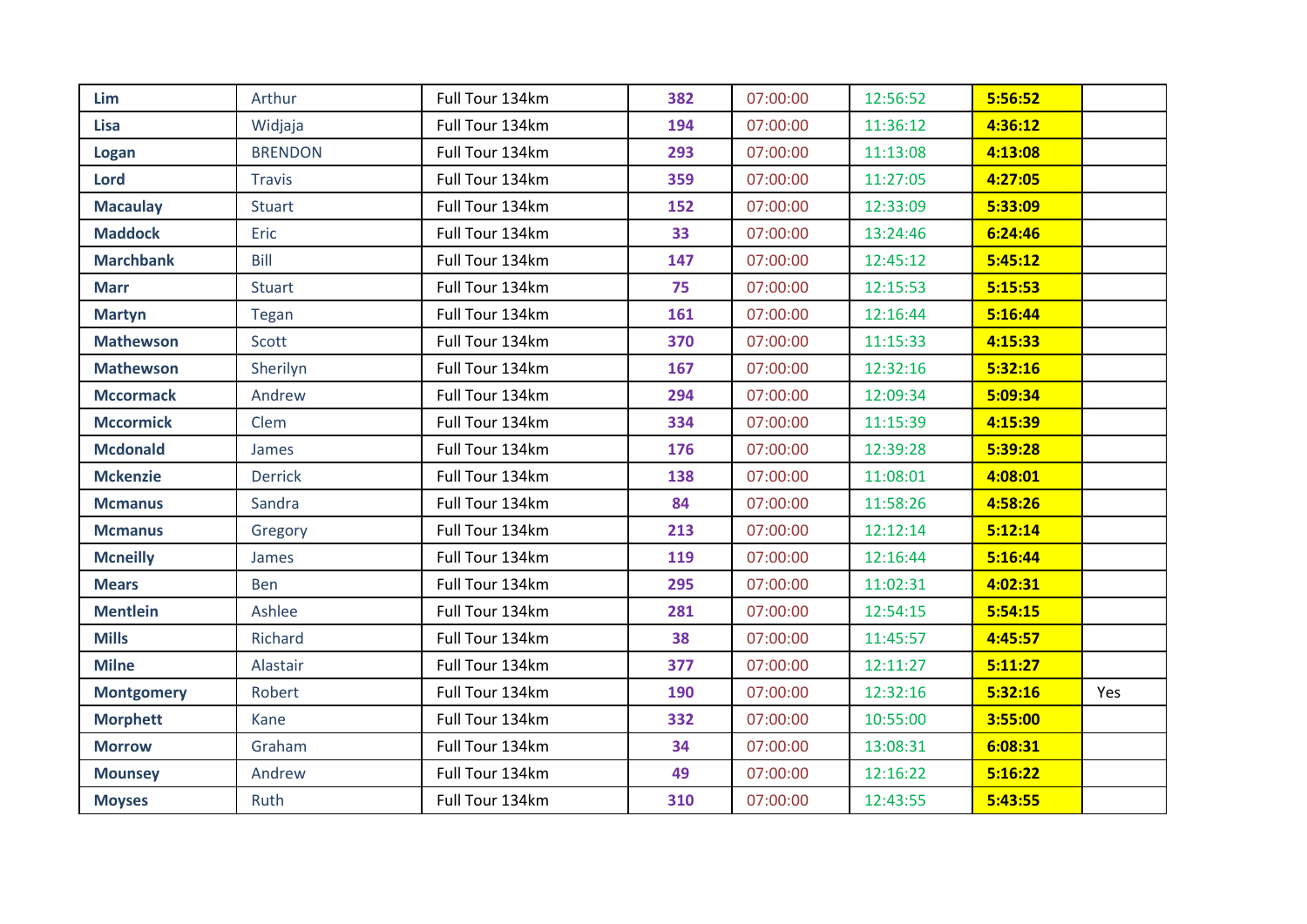| | | | | | | | |
|---|---|---|---|---|---|---|---|
| **Lim** | Arthur | Full Tour 134km | **382** | 07:00:00 | 12:56:52 | **5:56:52** | |
| **Lisa** | Widjaja | Full Tour 134km | **194** | 07:00:00 | 11:36:12 | **4:36:12** | |
| **Logan** | BRENDON | Full Tour 134km | **293** | 07:00:00 | 11:13:08 | **4:13:08** | |
| **Lord** | Travis | Full Tour 134km | **359** | 07:00:00 | 11:27:05 | **4:27:05** | |
| **Macaulay** | Stuart | Full Tour 134km | **152** | 07:00:00 | 12:33:09 | **5:33:09** | |
| **Maddock** | Eric | Full Tour 134km | **33** | 07:00:00 | 13:24:46 | **6:24:46** | |
| **Marchbank** | Bill | Full Tour 134km | **147** | 07:00:00 | 12:45:12 | **5:45:12** | |
| **Marr** | Stuart | Full Tour 134km | **75** | 07:00:00 | 12:15:53 | **5:15:53** | |
| **Martyn** | Tegan | Full Tour 134km | **161** | 07:00:00 | 12:16:44 | **5:16:44** | |
| **Mathewson** | Scott | Full Tour 134km | **370** | 07:00:00 | 11:15:33 | **4:15:33** | |
| **Mathewson** | Sherilyn | Full Tour 134km | **167** | 07:00:00 | 12:32:16 | **5:32:16** | |
| **Mccormack** | Andrew | Full Tour 134km | **294** | 07:00:00 | 12:09:34 | **5:09:34** | |
| **Mccormick** | Clem | Full Tour 134km | **334** | 07:00:00 | 11:15:39 | **4:15:39** | |
| **Mcdonald** | James | Full Tour 134km | **176** | 07:00:00 | 12:39:28 | **5:39:28** | |
| **Mckenzie** | Derrick | Full Tour 134km | **138** | 07:00:00 | 11:08:01 | **4:08:01** | |
| **Mcmanus** | Sandra | Full Tour 134km | **84** | 07:00:00 | 11:58:26 | **4:58:26** | |
| **Mcmanus** | Gregory | Full Tour 134km | **213** | 07:00:00 | 12:12:14 | **5:12:14** | |
| **Mcneilly** | James | Full Tour 134km | **119** | 07:00:00 | 12:16:44 | **5:16:44** | |
| **Mears** | Ben | Full Tour 134km | **295** | 07:00:00 | 11:02:31 | **4:02:31** | |
| **Mentlein** | Ashlee | Full Tour 134km | **281** | 07:00:00 | 12:54:15 | **5:54:15** | |
| **Mills** | Richard | Full Tour 134km | **38** | 07:00:00 | 11:45:57 | **4:45:57** | |
| **Milne** | Alastair | Full Tour 134km | **377** | 07:00:00 | 12:11:27 | **5:11:27** | |
| **Montgomery** | Robert | Full Tour 134km | **190** | 07:00:00 | 12:32:16 | **5:32:16** | Yes |
| **Morphett** | Kane | Full Tour 134km | **332** | 07:00:00 | 10:55:00 | **3:55:00** | |
| **Morrow** | Graham | Full Tour 134km | **34** | 07:00:00 | 13:08:31 | **6:08:31** | |
| **Mounsey** | Andrew | Full Tour 134km | **49** | 07:00:00 | 12:16:22 | **5:16:22** | |
| **Moyses** | Ruth | Full Tour 134km | **310** | 07:00:00 | 12:43:55 | **5:43:55** | |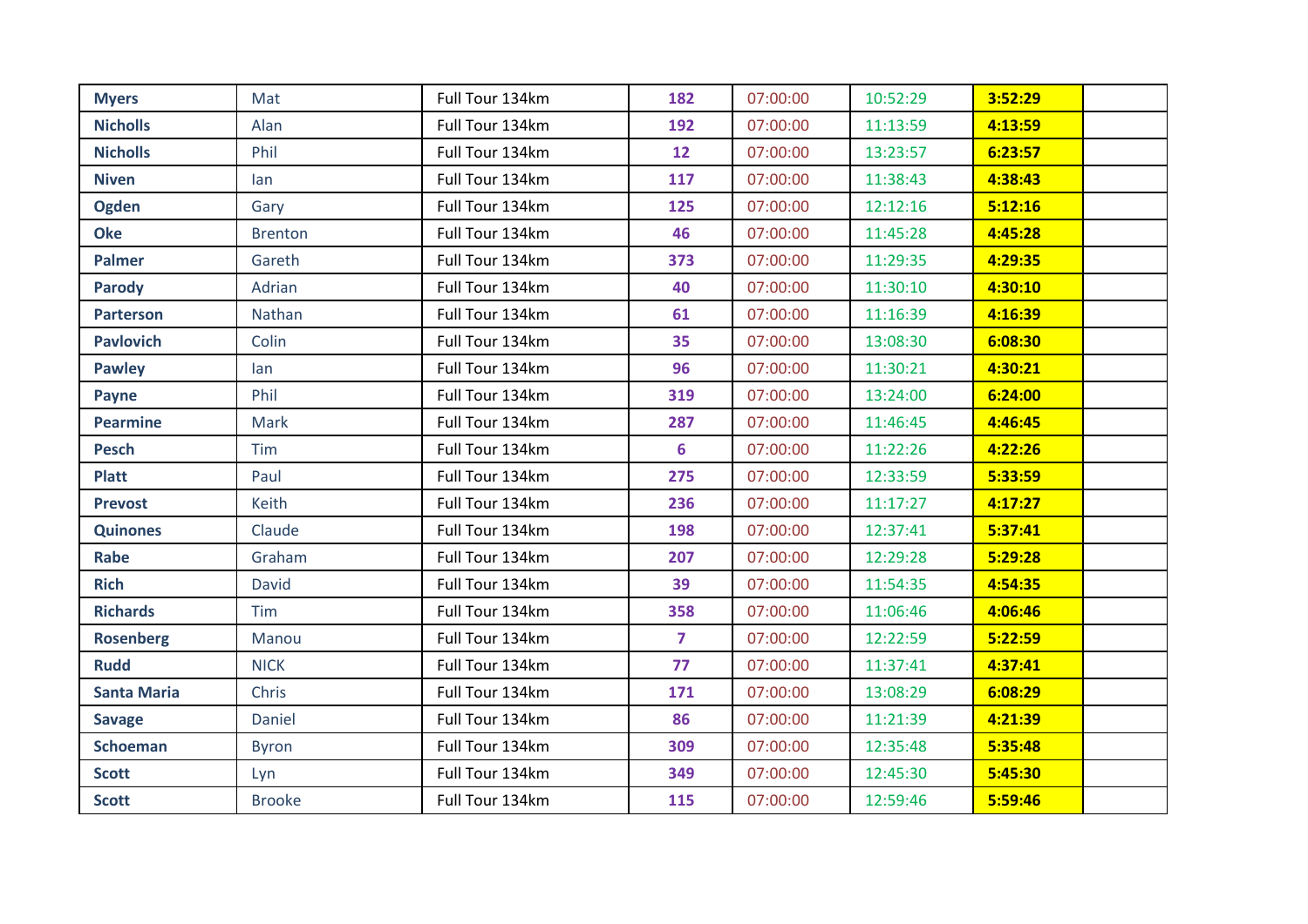| | | | | | | | |
|---|---|---|---|---|---|---|---|
| **Myers** | Mat | Full Tour 134km | **182** | 07:00:00 | 10:52:29 | **3:52:29** | |
| **Nicholls** | Alan | Full Tour 134km | **192** | 07:00:00 | 11:13:59 | **4:13:59** | |
| **Nicholls** | Phil | Full Tour 134km | **12** | 07:00:00 | 13:23:57 | **6:23:57** | |
| **Niven** | Ian | Full Tour 134km | **117** | 07:00:00 | 11:38:43 | **4:38:43** | |
| **Ogden** | Gary | Full Tour 134km | **125** | 07:00:00 | 12:12:16 | **5:12:16** | |
| **Oke** | Brenton | Full Tour 134km | **46** | 07:00:00 | 11:45:28 | **4:45:28** | |
| **Palmer** | Gareth | Full Tour 134km | **373** | 07:00:00 | 11:29:35 | **4:29:35** | |
| **Parody** | Adrian | Full Tour 134km | **40** | 07:00:00 | 11:30:10 | **4:30:10** | |
| **Parterson** | Nathan | Full Tour 134km | **61** | 07:00:00 | 11:16:39 | **4:16:39** | |
| **Pavlovich** | Colin | Full Tour 134km | **35** | 07:00:00 | 13:08:30 | **6:08:30** | |
| **Pawley** | Ian | Full Tour 134km | **96** | 07:00:00 | 11:30:21 | **4:30:21** | |
| **Payne** | Phil | Full Tour 134km | **319** | 07:00:00 | 13:24:00 | **6:24:00** | |
| **Pearmine** | Mark | Full Tour 134km | **287** | 07:00:00 | 11:46:45 | **4:46:45** | |
| **Pesch** | Tim | Full Tour 134km | **6** | 07:00:00 | 11:22:26 | **4:22:26** | |
| **Platt** | Paul | Full Tour 134km | **275** | 07:00:00 | 12:33:59 | **5:33:59** | |
| **Prevost** | Keith | Full Tour 134km | **236** | 07:00:00 | 11:17:27 | **4:17:27** | |
| **Quinones** | Claude | Full Tour 134km | **198** | 07:00:00 | 12:37:41 | **5:37:41** | |
| **Rabe** | Graham | Full Tour 134km | **207** | 07:00:00 | 12:29:28 | **5:29:28** | |
| **Rich** | David | Full Tour 134km | **39** | 07:00:00 | 11:54:35 | **4:54:35** | |
| **Richards** | Tim | Full Tour 134km | **358** | 07:00:00 | 11:06:46 | **4:06:46** | |
| **Rosenberg** | Manou | Full Tour 134km | **7** | 07:00:00 | 12:22:59 | **5:22:59** | |
| **Rudd** | NICK | Full Tour 134km | **77** | 07:00:00 | 11:37:41 | **4:37:41** | |
| **Santa Maria** | Chris | Full Tour 134km | **171** | 07:00:00 | 13:08:29 | **6:08:29** | |
| **Savage** | Daniel | Full Tour 134km | **86** | 07:00:00 | 11:21:39 | **4:21:39** | |
| **Schoeman** | Byron | Full Tour 134km | **309** | 07:00:00 | 12:35:48 | **5:35:48** | |
| **Scott** | Lyn | Full Tour 134km | **349** | 07:00:00 | 12:45:30 | **5:45:30** | |
| **Scott** | Brooke | Full Tour 134km | **115** | 07:00:00 | 12:59:46 | **5:59:46** | |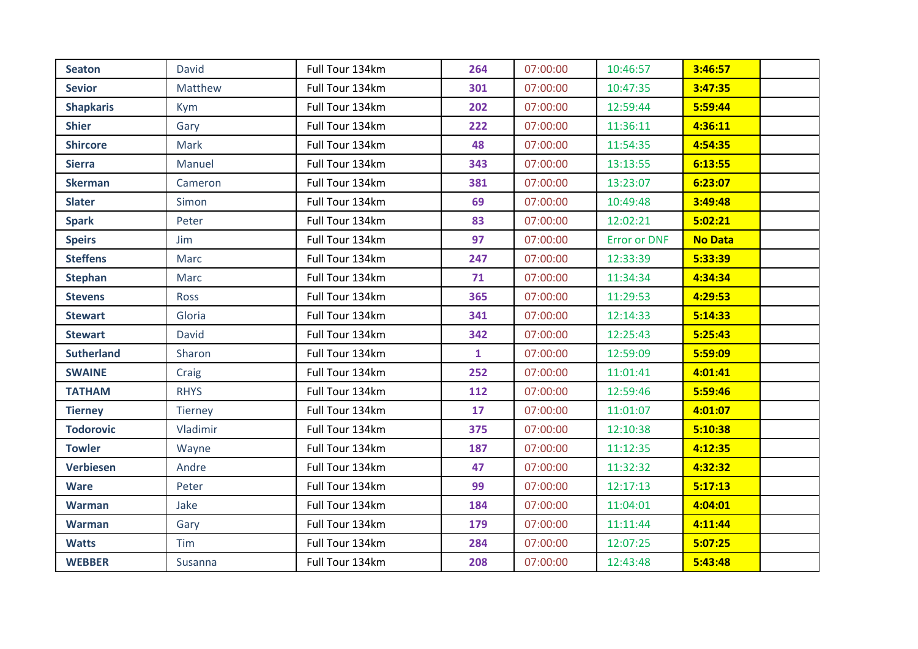| Seaton | David | Full Tour 134km | 264 | 07:00:00 | 10:46:57 | 3:46:57 | |
|---|---|---|---|---|---|---|---|
| Sevior | Matthew | Full Tour 134km | 301 | 07:00:00 | 10:47:35 | 3:47:35 | |
| Shapkaris | Kym | Full Tour 134km | 202 | 07:00:00 | 12:59:44 | 5:59:44 | |
| Shier | Gary | Full Tour 134km | 222 | 07:00:00 | 11:36:11 | 4:36:11 | |
| Shircore | Mark | Full Tour 134km | 48 | 07:00:00 | 11:54:35 | 4:54:35 | |
| Sierra | Manuel | Full Tour 134km | 343 | 07:00:00 | 13:13:55 | 6:13:55 | |
| Skerman | Cameron | Full Tour 134km | 381 | 07:00:00 | 13:23:07 | 6:23:07 | |
| Slater | Simon | Full Tour 134km | 69 | 07:00:00 | 10:49:48 | 3:49:48 | |
| Spark | Peter | Full Tour 134km | 83 | 07:00:00 | 12:02:21 | 5:02:21 | |
| Speirs | Jim | Full Tour 134km | 97 | 07:00:00 | Error or DNF | No Data | |
| Steffens | Marc | Full Tour 134km | 247 | 07:00:00 | 12:33:39 | 5:33:39 | |
| Stephan | Marc | Full Tour 134km | 71 | 07:00:00 | 11:34:34 | 4:34:34 | |
| Stevens | Ross | Full Tour 134km | 365 | 07:00:00 | 11:29:53 | 4:29:53 | |
| Stewart | Gloria | Full Tour 134km | 341 | 07:00:00 | 12:14:33 | 5:14:33 | |
| Stewart | David | Full Tour 134km | 342 | 07:00:00 | 12:25:43 | 5:25:43 | |
| Sutherland | Sharon | Full Tour 134km | 1 | 07:00:00 | 12:59:09 | 5:59:09 | |
| SWAINE | Craig | Full Tour 134km | 252 | 07:00:00 | 11:01:41 | 4:01:41 | |
| TATHAM | RHYS | Full Tour 134km | 112 | 07:00:00 | 12:59:46 | 5:59:46 | |
| Tierney | Tierney | Full Tour 134km | 17 | 07:00:00 | 11:01:07 | 4:01:07 | |
| Todorovic | Vladimir | Full Tour 134km | 375 | 07:00:00 | 12:10:38 | 5:10:38 | |
| Towler | Wayne | Full Tour 134km | 187 | 07:00:00 | 11:12:35 | 4:12:35 | |
| Verbiesen | Andre | Full Tour 134km | 47 | 07:00:00 | 11:32:32 | 4:32:32 | |
| Ware | Peter | Full Tour 134km | 99 | 07:00:00 | 12:17:13 | 5:17:13 | |
| Warman | Jake | Full Tour 134km | 184 | 07:00:00 | 11:04:01 | 4:04:01 | |
| Warman | Gary | Full Tour 134km | 179 | 07:00:00 | 11:11:44 | 4:11:44 | |
| Watts | Tim | Full Tour 134km | 284 | 07:00:00 | 12:07:25 | 5:07:25 | |
| WEBBER | Susanna | Full Tour 134km | 208 | 07:00:00 | 12:43:48 | 5:43:48 | |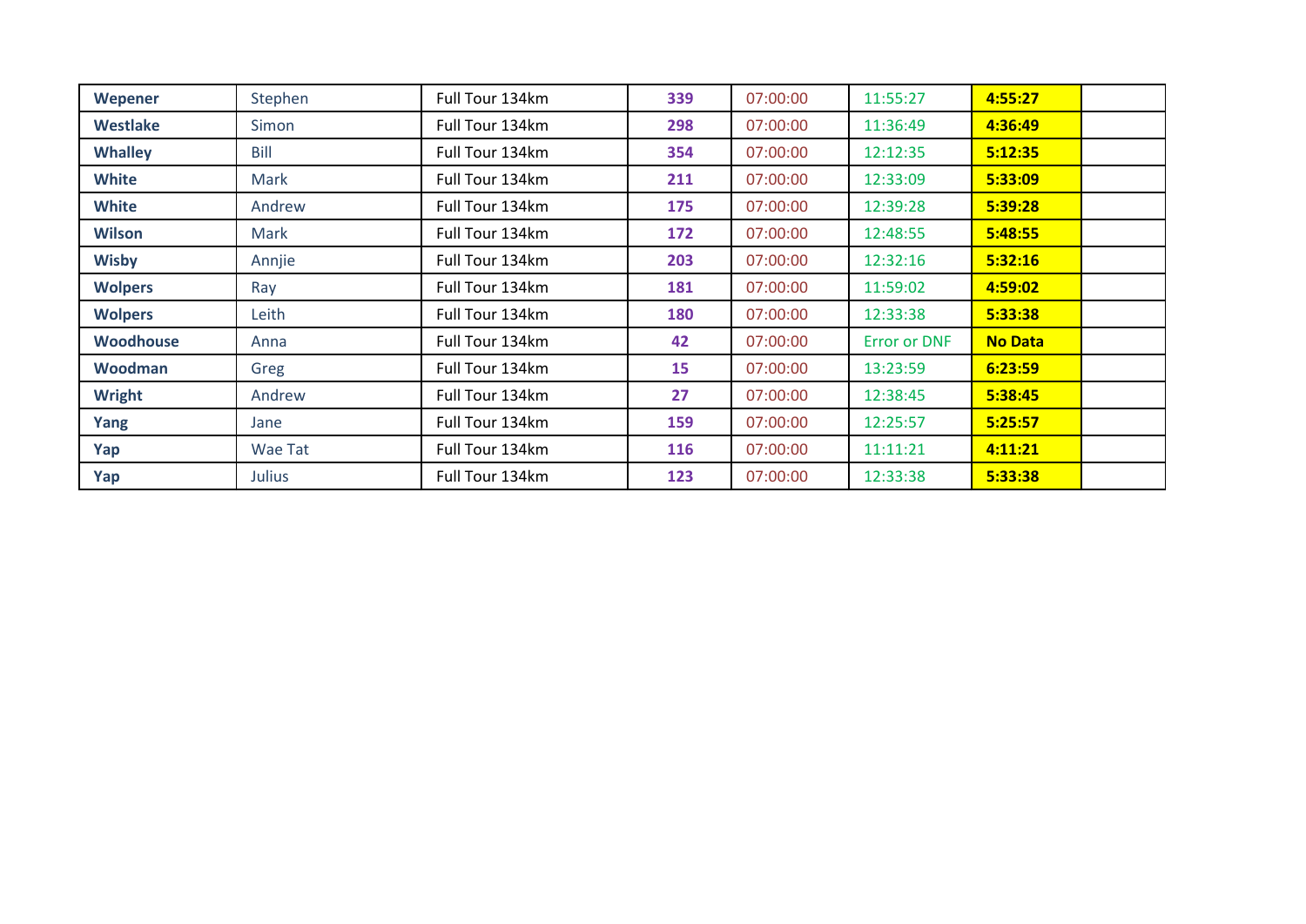| | | | | | | | |
|---|---|---|---|---|---|---|---|
| **Wepener** | Stephen | Full Tour 134km | **339** | 07:00:00 | 11:55:27 | **4:55:27** | |
| **Westlake** | Simon | Full Tour 134km | **298** | 07:00:00 | 11:36:49 | **4:36:49** | |
| **Whalley** | Bill | Full Tour 134km | **354** | 07:00:00 | 12:12:35 | **5:12:35** | |
| **White** | Mark | Full Tour 134km | **211** | 07:00:00 | 12:33:09 | **5:33:09** | |
| **White** | Andrew | Full Tour 134km | **175** | 07:00:00 | 12:39:28 | **5:39:28** | |
| **Wilson** | Mark | Full Tour 134km | **172** | 07:00:00 | 12:48:55 | **5:48:55** | |
| **Wisby** | Annjie | Full Tour 134km | **203** | 07:00:00 | 12:32:16 | **5:32:16** | |
| **Wolpers** | Ray | Full Tour 134km | **181** | 07:00:00 | 11:59:02 | **4:59:02** | |
| **Wolpers** | Leith | Full Tour 134km | **180** | 07:00:00 | 12:33:38 | **5:33:38** | |
| **Woodhouse** | Anna | Full Tour 134km | **42** | 07:00:00 | Error or DNF | **No Data** | |
| **Woodman** | Greg | Full Tour 134km | **15** | 07:00:00 | 13:23:59 | **6:23:59** | |
| **Wright** | Andrew | Full Tour 134km | **27** | 07:00:00 | 12:38:45 | **5:38:45** | |
| **Yang** | Jane | Full Tour 134km | **159** | 07:00:00 | 12:25:57 | **5:25:57** | |
| **Yap** | Wae Tat | Full Tour 134km | **116** | 07:00:00 | 11:11:21 | **4:11:21** | |
| **Yap** | Julius | Full Tour 134km | **123** | 07:00:00 | 12:33:38 | **5:33:38** | |